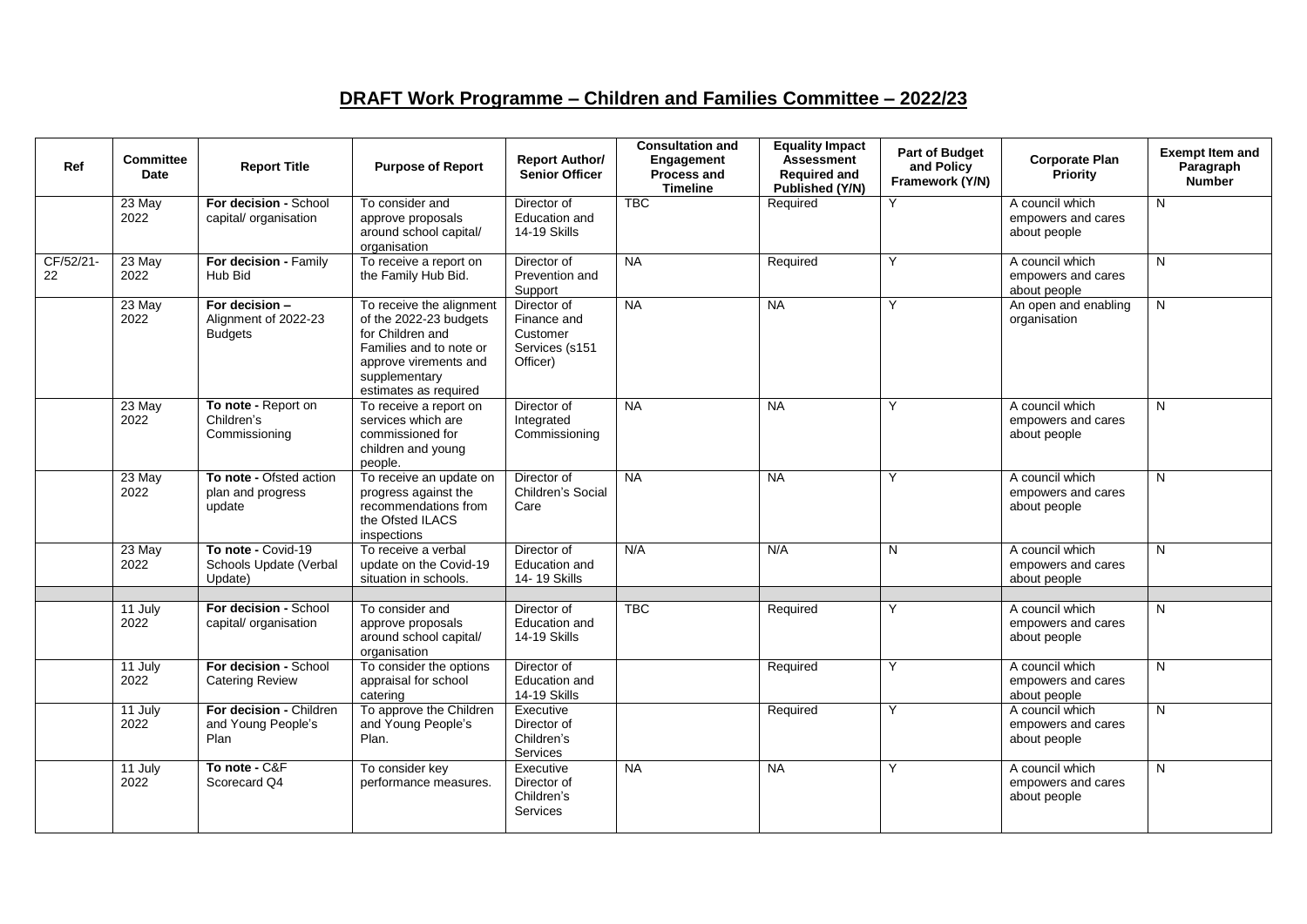# DRAFT Work Programme – Children and Families Committee – 2022/23

| Ref | Committee Date | Report Title | Purpose of Report | Report Author/ Senior Officer | Consultation and Engagement Process and Timeline | Equality Impact Assessment Required and Published (Y/N) | Part of Budget and Policy Framework (Y/N) | Corporate Plan Priority | Exempt Item and Paragraph Number |
|---|---|---|---|---|---|---|---|---|---|
| | 23 May 2022 | **For decision -** School capital/ organisation | To consider and approve proposals around school capital/ organisation | Director of Education and 14-19 Skills | TBC | Required | Y | A council which empowers and cares about people | N |
| CF/52/21-22 | 23 May 2022 | **For decision -** Family Hub Bid | To receive a report on the Family Hub Bid. | Director of Prevention and Support | NA | Required | Y | A council which empowers and cares about people | N |
| | 23 May 2022 | **For decision –** Alignment of 2022-23 Budgets | To receive the alignment of the 2022-23 budgets for Children and Families and to note or approve virements and supplementary estimates as required | Director of Finance and Customer Services (s151 Officer) | NA | NA | Y | An open and enabling organisation | N |
| | 23 May 2022 | **To note -** Report on Children's Commissioning | To receive a report on services which are commissioned for children and young people. | Director of Integrated Commissioning | NA | NA | Y | A council which empowers and cares about people | N |
| | 23 May 2022 | **To note -** Ofsted action plan and progress update | To receive an update on progress against the recommendations from the Ofsted ILACS inspections | Director of Children's Social Care | NA | NA | Y | A council which empowers and cares about people | N |
| | 23 May 2022 | **To note -** Covid-19 Schools Update (Verbal Update) | To receive a verbal update on the Covid-19 situation in schools. | Director of Education and 14- 19 Skills | N/A | N/A | N | A council which empowers and cares about people | N |
| | | | | | | | | | |
| | 11 July 2022 | **For decision -** School capital/ organisation | To consider and approve proposals around school capital/ organisation | Director of Education and 14-19 Skills | TBC | Required | Y | A council which empowers and cares about people | N |
| | 11 July 2022 | **For decision -** School Catering Review | To consider the options appraisal for school catering | Director of Education and 14-19 Skills | | Required | Y | A council which empowers and cares about people | N |
| | 11 July 2022 | **For decision -** Children and Young People's Plan | To approve the Children and Young People's Plan. | Executive Director of Children's Services | | Required | Y | A council which empowers and cares about people | N |
| | 11 July 2022 | **To note -** C&F Scorecard Q4 | To consider key performance measures. | Executive Director of Children's Services | NA | NA | Y | A council which empowers and cares about people | N |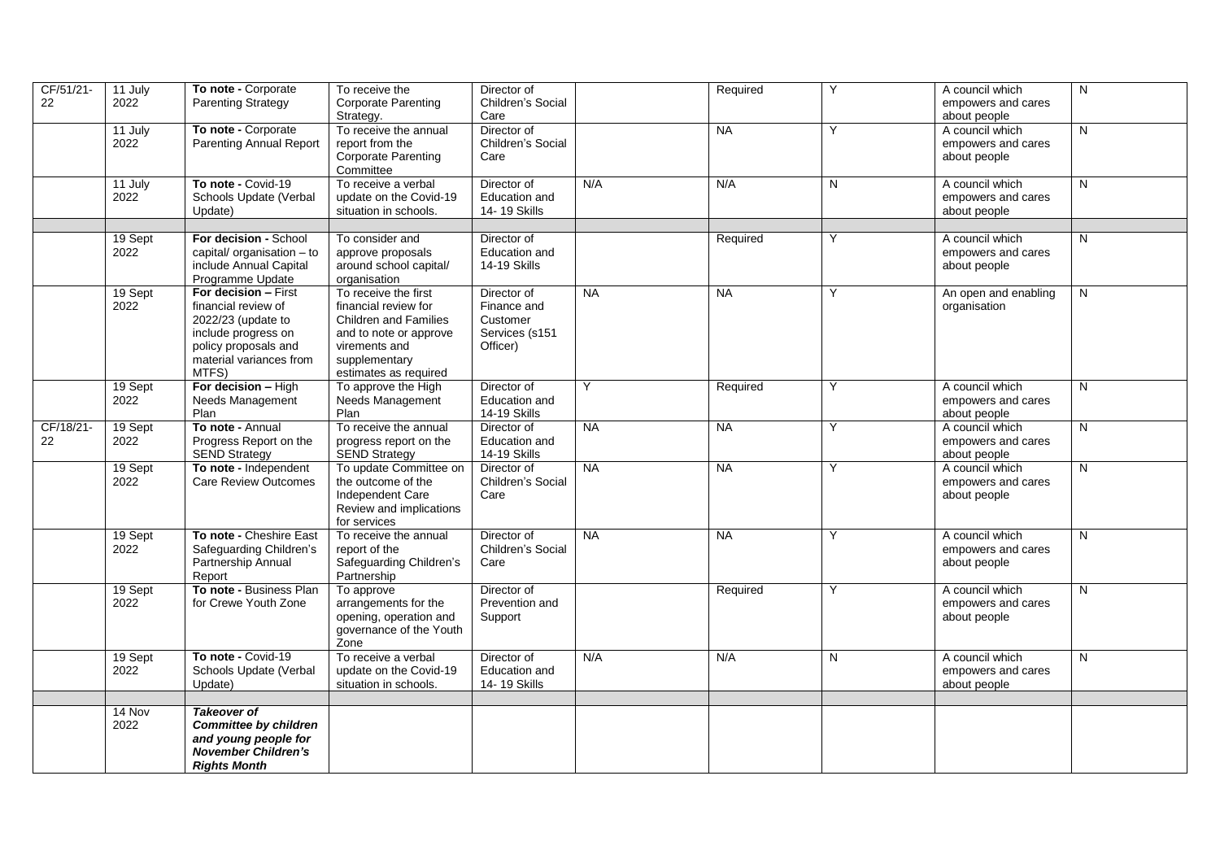| | | | | | | | | | |
|---|---|---|---|---|---|---|---|---|---|
| CF/51/21-22 | 11 July 2022 | **To note** - Corporate Parenting Strategy | To receive the Corporate Parenting Strategy. | Director of Children's Social Care | | Required | Y | A council which empowers and cares about people | N |
| | 11 July 2022 | **To note** - Corporate Parenting Annual Report | To receive the annual report from the Corporate Parenting Committee | Director of Children's Social Care | | NA | Y | A council which empowers and cares about people | N |
| | 11 July 2022 | **To note** - Covid-19 Schools Update (Verbal Update) | To receive a verbal update on the Covid-19 situation in schools. | Director of Education and 14- 19 Skills | N/A | N/A | N | A council which empowers and cares about people | N |
| | | | | | | | | | |
| | 19 Sept 2022 | **For decision** - School capital/ organisation – to include Annual Capital Programme Update | To consider and approve proposals around school capital/ organisation | Director of Education and 14-19 Skills | | Required | Y | A council which empowers and cares about people | N |
| | 19 Sept 2022 | **For decision** – First financial review of 2022/23 (update to include progress on policy proposals and material variances from MTFS) | To receive the first financial review for Children and Families and to note or approve virements and supplementary estimates as required | Director of Finance and Customer Services (s151 Officer) | NA | NA | Y | An open and enabling organisation | N |
| | 19 Sept 2022 | **For decision** – High Needs Management Plan | To approve the High Needs Management Plan | Director of Education and 14-19 Skills | Y | Required | Y | A council which empowers and cares about people | N |
| CF/18/21-22 | 19 Sept 2022 | **To note** - Annual Progress Report on the SEND Strategy | To receive the annual progress report on the SEND Strategy | Director of Education and 14-19 Skills | NA | NA | Y | A council which empowers and cares about people | N |
| | 19 Sept 2022 | **To note** - Independent Care Review Outcomes | To update Committee on the outcome of the Independent Care Review and implications for services | Director of Children's Social Care | NA | NA | Y | A council which empowers and cares about people | N |
| | 19 Sept 2022 | **To note** - Cheshire East Safeguarding Children's Partnership Annual Report | To receive the annual report of the Safeguarding Children's Partnership | Director of Children's Social Care | NA | NA | Y | A council which empowers and cares about people | N |
| | 19 Sept 2022 | **To note** - Business Plan for Crewe Youth Zone | To approve arrangements for the opening, operation and governance of the Youth Zone | Director of Prevention and Support | | Required | Y | A council which empowers and cares about people | N |
| | 19 Sept 2022 | **To note** - Covid-19 Schools Update (Verbal Update) | To receive a verbal update on the Covid-19 situation in schools. | Director of Education and 14- 19 Skills | N/A | N/A | N | A council which empowers and cares about people | N |
| | | | | | | | | | |
| | 14 Nov 2022 | ***Takeover of Committee by children and young people for November Children's Rights Month*** | | | | | | | |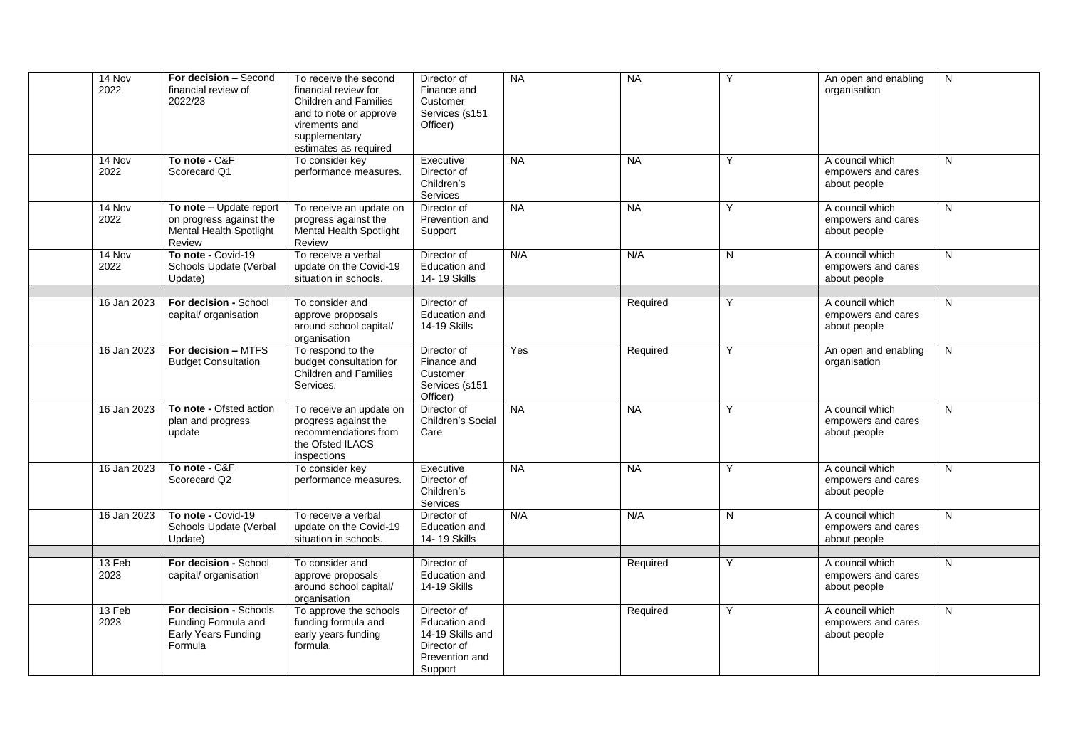| | | | | | | | | | |
|---|---|---|---|---|---|---|---|---|---|
| | 14 Nov 2022 | **For decision –** Second financial review of 2022/23 | To receive the second financial review for Children and Families and to note or approve virements and supplementary estimates as required | Director of Finance and Customer Services (s151 Officer) | NA | NA | Y | An open and enabling organisation | N |
| | 14 Nov 2022 | **To note -** C&F Scorecard Q1 | To consider key performance measures. | Executive Director of Children's Services | NA | NA | Y | A council which empowers and cares about people | N |
| | 14 Nov 2022 | **To note –** Update report on progress against the Mental Health Spotlight Review | To receive an update on progress against the Mental Health Spotlight Review | Director of Prevention and Support | NA | NA | Y | A council which empowers and cares about people | N |
| | 14 Nov 2022 | **To note -** Covid-19 Schools Update (Verbal Update) | To receive a verbal update on the Covid-19 situation in schools. | Director of Education and 14- 19 Skills | N/A | N/A | N | A council which empowers and cares about people | N |
| | | | | | | | | | |
| | 16 Jan 2023 | **For decision -** School capital/ organisation | To consider and approve proposals around school capital/ organisation | Director of Education and 14-19 Skills | | Required | Y | A council which empowers and cares about people | N |
| | 16 Jan 2023 | **For decision –** MTFS Budget Consultation | To respond to the budget consultation for Children and Families Services. | Director of Finance and Customer Services (s151 Officer) | Yes | Required | Y | An open and enabling organisation | N |
| | 16 Jan 2023 | **To note -** Ofsted action plan and progress update | To receive an update on progress against the recommendations from the Ofsted ILACS inspections | Director of Children's Social Care | NA | NA | Y | A council which empowers and cares about people | N |
| | 16 Jan 2023 | **To note -** C&F Scorecard Q2 | To consider key performance measures. | Executive Director of Children's Services | NA | NA | Y | A council which empowers and cares about people | N |
| | 16 Jan 2023 | **To note -** Covid-19 Schools Update (Verbal Update) | To receive a verbal update on the Covid-19 situation in schools. | Director of Education and 14- 19 Skills | N/A | N/A | N | A council which empowers and cares about people | N |
| | | | | | | | | | |
| | 13 Feb 2023 | **For decision -** School capital/ organisation | To consider and approve proposals around school capital/ organisation | Director of Education and 14-19 Skills | | Required | Y | A council which empowers and cares about people | N |
| | 13 Feb 2023 | **For decision -** Schools Funding Formula and Early Years Funding Formula | To approve the schools funding formula and early years funding formula. | Director of Education and 14-19 Skills and Director of Prevention and Support | | Required | Y | A council which empowers and cares about people | N |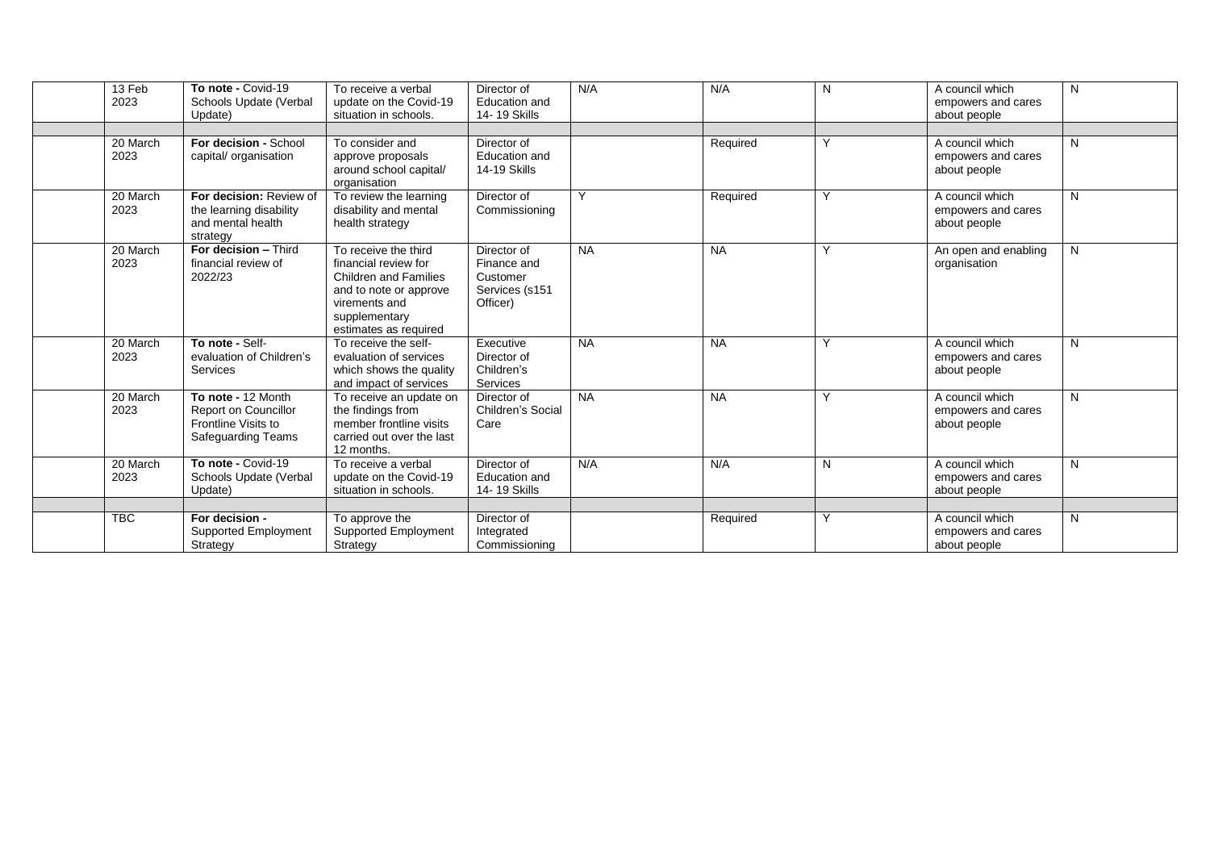| | | | | | | | | |
|---|---|---|---|---|---|---|---|---|
| 13 Feb 2023 | **To note -** Covid-19 Schools Update (Verbal Update) | To receive a verbal update on the Covid-19 situation in schools. | Director of Education and 14- 19 Skills | N/A | N/A | N | A council which empowers and cares about people | N |
| | | | | | | | | |
| 20 March 2023 | **For decision -** School capital/ organisation | To consider and approve proposals around school capital/ organisation | Director of Education and 14-19 Skills | | Required | Y | A council which empowers and cares about people | N |
| 20 March 2023 | **For decision:** Review of the learning disability and mental health strategy | To review the learning disability and mental health strategy | Director of Commissioning | Y | Required | Y | A council which empowers and cares about people | N |
| 20 March 2023 | **For decision –** Third financial review of 2022/23 | To receive the third financial review for Children and Families and to note or approve virements and supplementary estimates as required | Director of Finance and Customer Services (s151 Officer) | NA | NA | Y | An open and enabling organisation | N |
| 20 March 2023 | **To note -** Self-evaluation of Children's Services | To receive the self-evaluation of services which shows the quality and impact of services | Executive Director of Children's Services | NA | NA | Y | A council which empowers and cares about people | N |
| 20 March 2023 | **To note -** 12 Month Report on Councillor Frontline Visits to Safeguarding Teams | To receive an update on the findings from member frontline visits carried out over the last 12 months. | Director of Children's Social Care | NA | NA | Y | A council which empowers and cares about people | N |
| 20 March 2023 | **To note -** Covid-19 Schools Update (Verbal Update) | To receive a verbal update on the Covid-19 situation in schools. | Director of Education and 14- 19 Skills | N/A | N/A | N | A council which empowers and cares about people | N |
| | | | | | | | | |
| TBC | **For decision -** Supported Employment Strategy | To approve the Supported Employment Strategy | Director of Integrated Commissioning | | Required | Y | A council which empowers and cares about people | N |